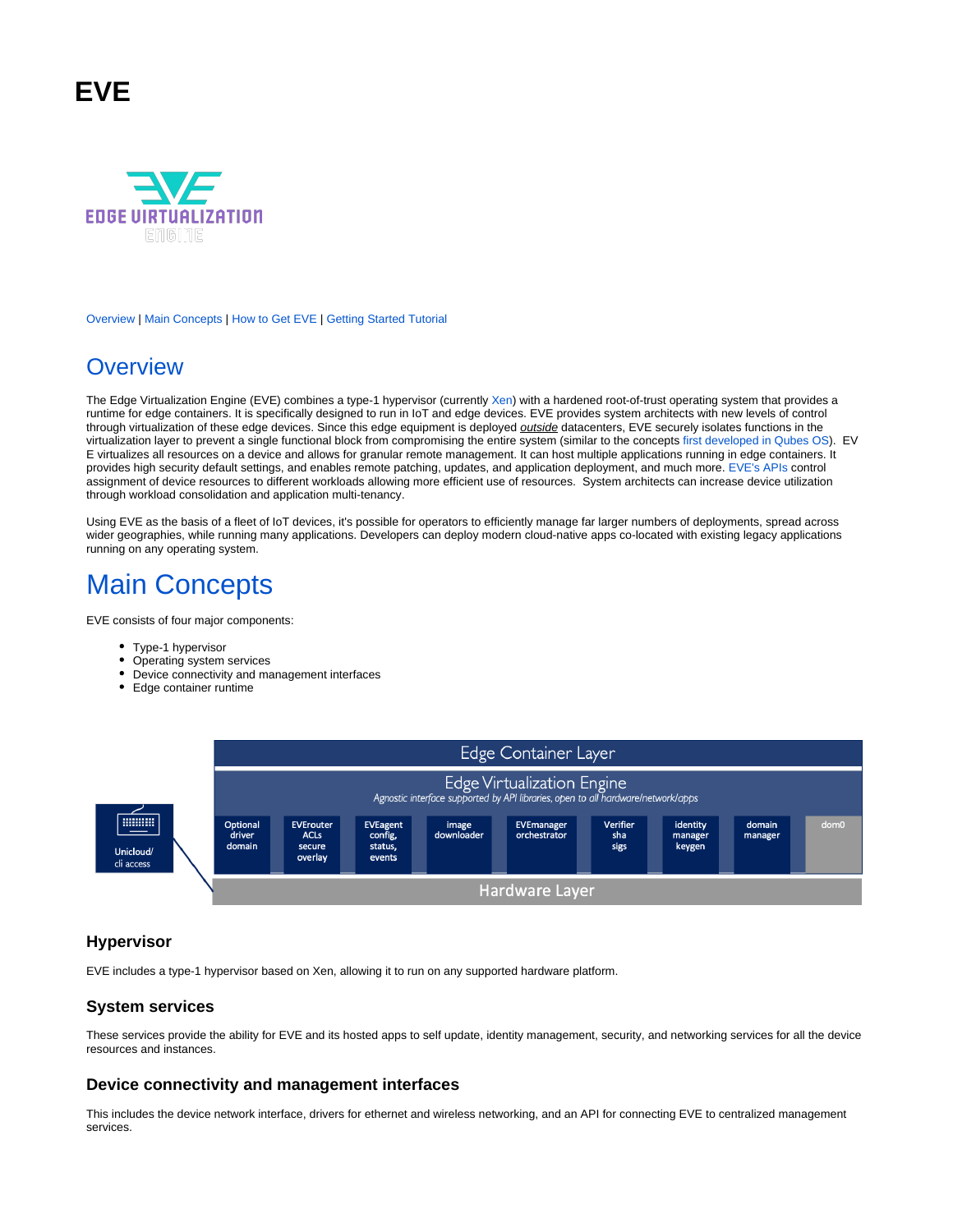# EVE

Overview | Main Concepts | How to Get EVE | Getting Started Tutorial

## Overview

The Edge Virtualization Engine (EVE) combines a type-1 hypervisor (currently Xen) with a hardened root-of-trust operating system that provides a runtime for edge containers. It is specifically designed to run in IoT and edge devices. EVE provides system architects with new levels of control through virtualization of these edge devices. Since this edge equipment is deployed *outside* datacenters, EVE securely isolates functions in the virtualization layer to prevent a single functional block from compromising the entire system (similar to the concepts first developed in Qubes OS). EVE virtualizes all resources on a device and allows for granular remote management. It can host multiple applications running in edge containers. It provides high security default settings, and enables remote patching, updates, and application deployment, and much more. EVE's APIs control assignment of device resources to different workloads allowing more efficient use of resources. System architects can increase device utilization through workload consolidation and application multi-tenancy.

Using EVE as the basis of a fleet of IoT devices, it's possible for operators to efficiently manage far larger numbers of deployments, spread across wider geographies, while running many applications. Developers can deploy modern cloud-native apps co-located with existing legacy applications running on any operating system.

## Main Concepts

EVE consists of four major components:

- Type-1 hypervisor
- Operating system services
- Device connectivity and management interfaces
- Edge container runtime

### Hypervisor

EVE includes a type-1 hypervisor based on Xen, allowing it to run on any supported hardware platform.

### System services

These services provide the ability for EVE and its hosted apps to self update, identity management, security, and networking services for all the device resources and instances.

### Device connectivity and management interfaces

This includes the device network interface, drivers for ethernet and wireless networking, and an API for connecting EVE to centralized management services.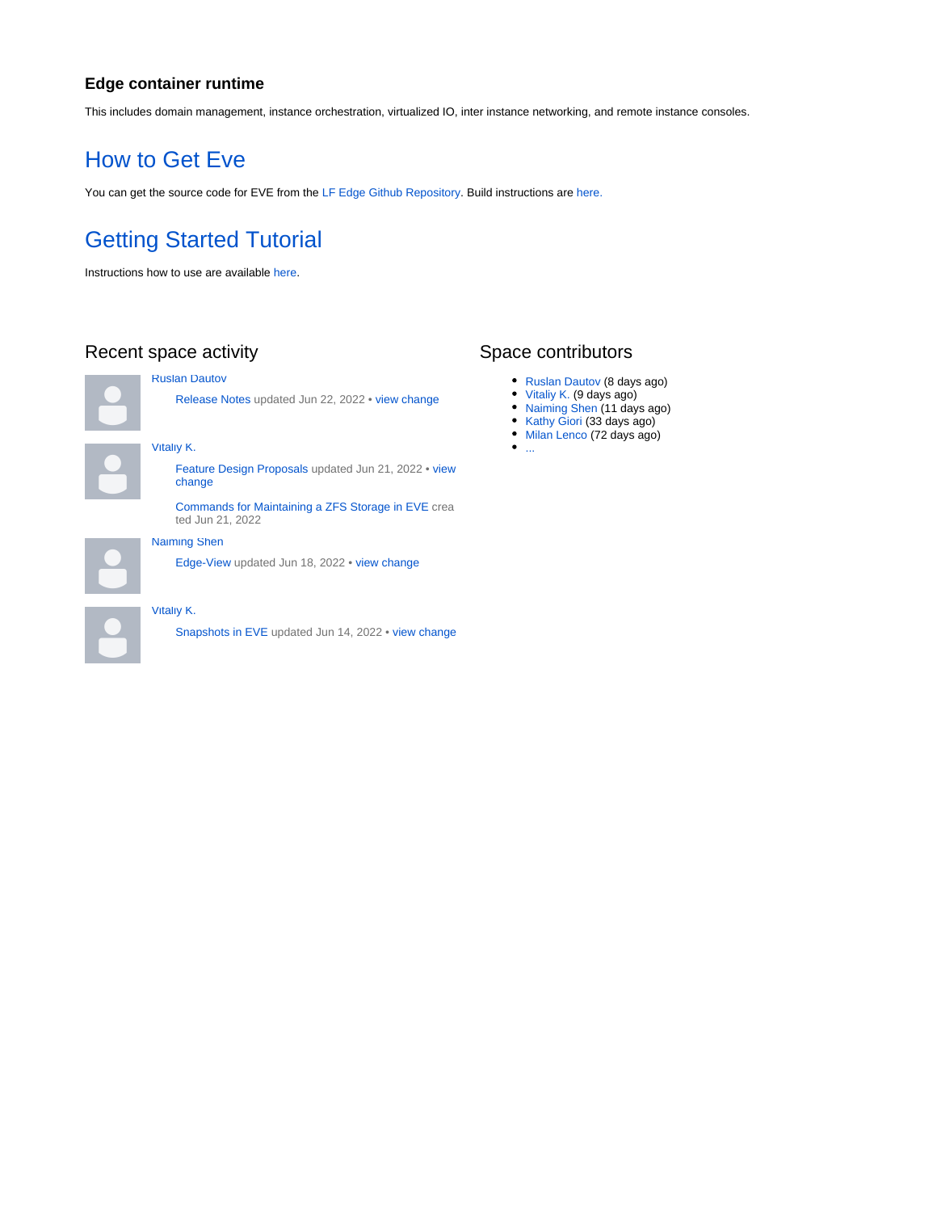### Edge container runtime

This includes domain management, instance orchestration, virtualized IO, inter instance networking, and remote instance consoles.

# How to Get Eve

You can get the source code for EVE from the LF Edge Github Repository. Build instructions are here.

# Getting Started Tutorial

Instructions how to use are available here.

## Recent space activity

Ruslan Dautov

Release Notes updated Jun 22, 2022 • view change

Vitaliy K.

Feature Design Proposals updated Jun 21, 2022 • view change

Commands for Maintaining a ZFS Storage in EVE created Jun 21, 2022

Naiming Shen

Edge-View updated Jun 18, 2022 • view change

Vitaliy K.

Snapshots in EVE updated Jun 14, 2022 • view change

## Space contributors

- Ruslan Dautov (8 days ago)
- Vitaliy K. (9 days ago)
- Naiming Shen (11 days ago)
- Kathy Giori (33 days ago)
- Milan Lenco (72 days ago)
- ...